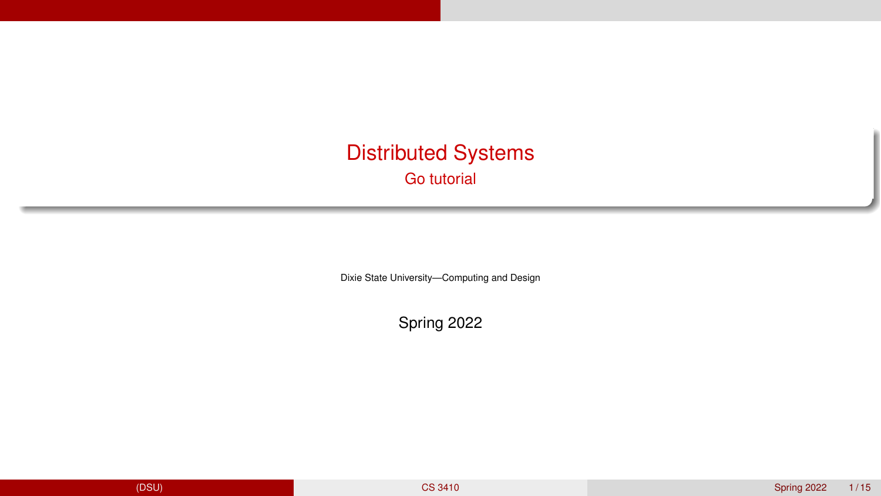# Distributed Systems

## Go tutorial

Dixie State University—Computing and Design

Spring 2022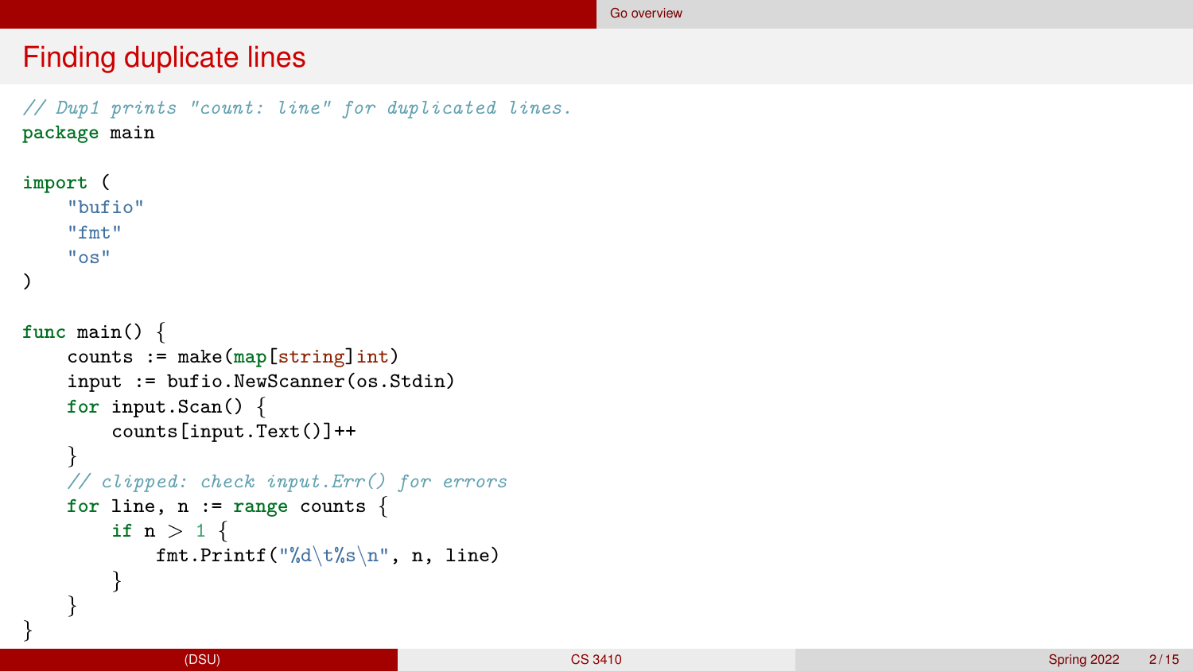# Finding duplicate lines

```go
// Dup1 prints "count: line" for duplicated lines.
package main

import (
	"bufio"
	"fmt"
	"os"
)

func main() {
	counts := make(map[string]int)
	input := bufio.NewScanner(os.Stdin)
	for input.Scan() {
		counts[input.Text()]++
	}
	// clipped: check input.Err() for errors
	for line, n := range counts {
		if n > 1 {
			fmt.Printf("%d\t%s\n", n, line)
		}
	}
}
```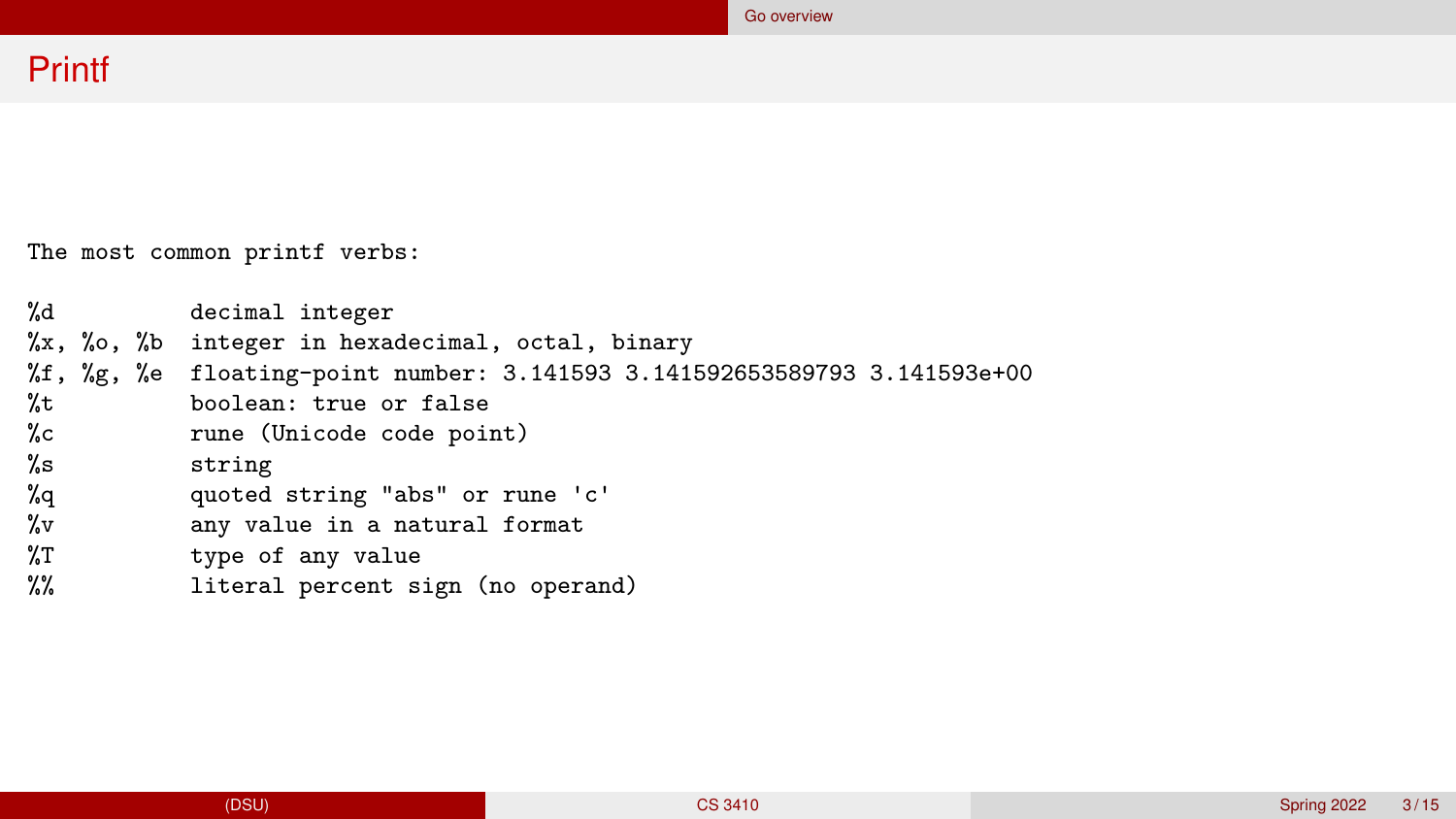# Printf

```
The most common printf verbs:

%d          decimal integer
%x, %o, %b  integer in hexadecimal, octal, binary
%f, %g, %e  floating-point number: 3.141593 3.141592653589793 3.141593e+00
%t          boolean: true or false
%c          rune (Unicode code point)
%s          string
%q          quoted string "abs" or rune 'c'
%v          any value in a natural format
%T          type of any value
%%          literal percent sign (no operand)
```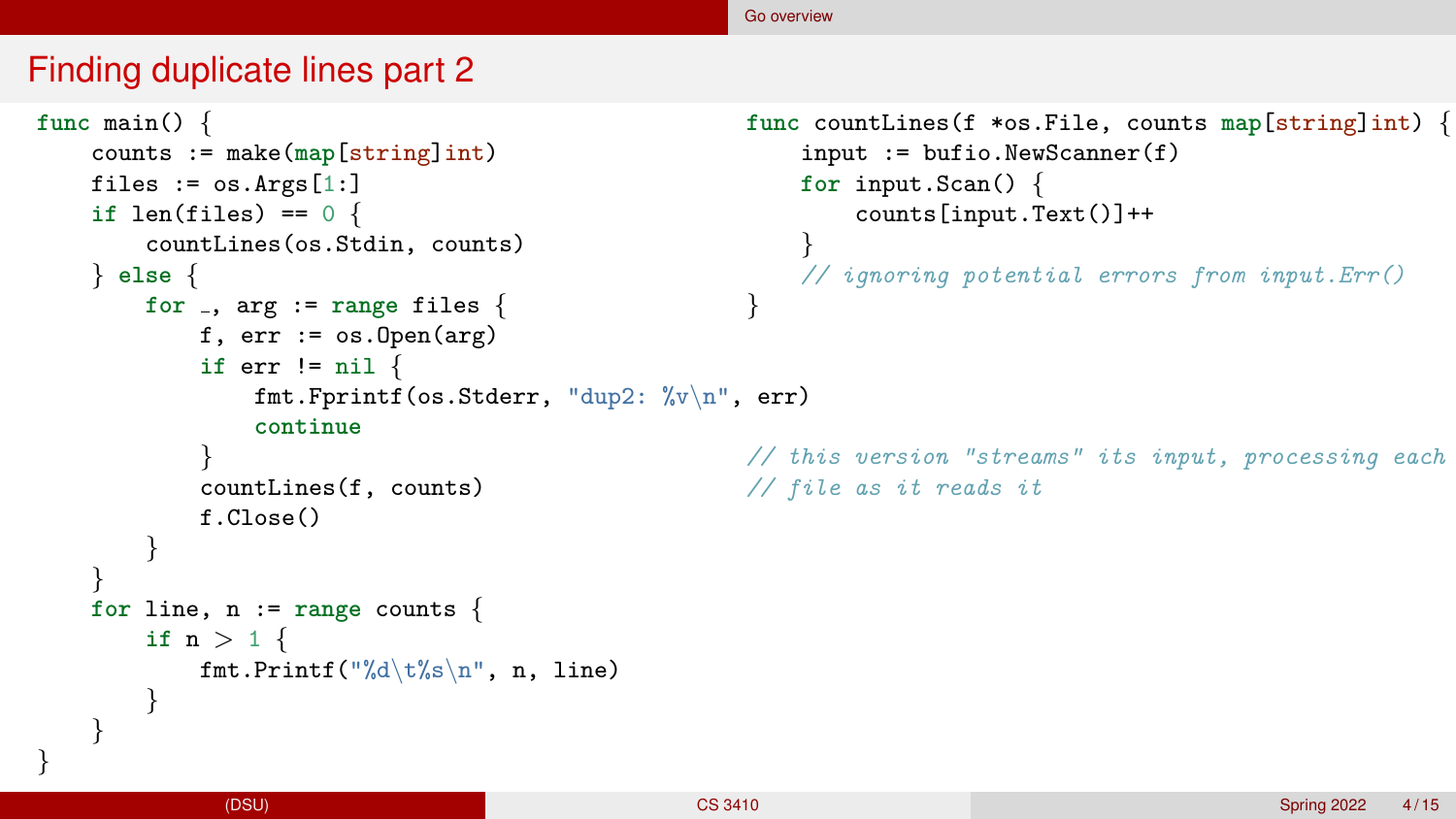## Finding duplicate lines part 2

```go
func main() {
    counts := make(map[string]int)
    files := os.Args[1:]
    if len(files) == 0 {
        countLines(os.Stdin, counts)
    } else {
        for _, arg := range files {
            f, err := os.Open(arg)
            if err != nil {
                fmt.Fprintf(os.Stderr, "dup2: %v\n", err)
                continue
            }
            countLines(f, counts)
            f.Close()
        }
    }
    for line, n := range counts {
        if n > 1 {
            fmt.Printf("%d\t%s\n", n, line)
        }
    }
}
```

```go
func countLines(f *os.File, counts map[string]int) {
    input := bufio.NewScanner(f)
    for input.Scan() {
        counts[input.Text()]++
    }
    // ignoring potential errors from input.Err()
}

// this version "streams" its input, processing each
// file as it reads it
```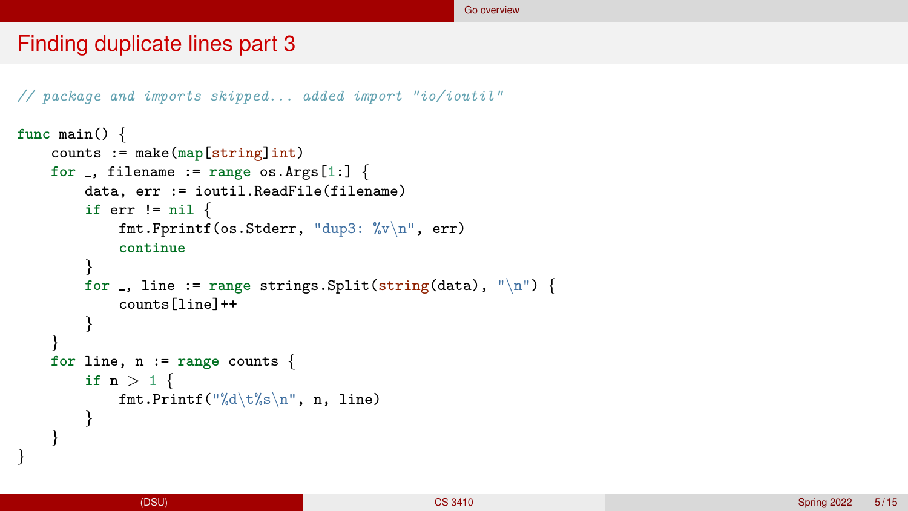# Finding duplicate lines part 3

```go
// package and imports skipped... added import "io/ioutil"

func main() {
    counts := make(map[string]int)
    for _, filename := range os.Args[1:] {
        data, err := ioutil.ReadFile(filename)
        if err != nil {
            fmt.Fprintf(os.Stderr, "dup3: %v\n", err)
            continue
        }
        for _, line := range strings.Split(string(data), "\n") {
            counts[line]++
        }
    }
    for line, n := range counts {
        if n > 1 {
            fmt.Printf("%d\t%s\n", n, line)
        }
    }
}
```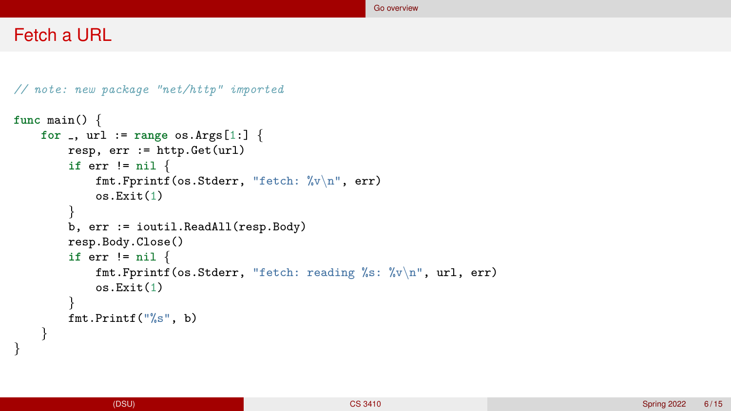# Fetch a URL

```go
// note: new package "net/http" imported

func main() {
    for _, url := range os.Args[1:] {
        resp, err := http.Get(url)
        if err != nil {
            fmt.Fprintf(os.Stderr, "fetch: %v\n", err)
            os.Exit(1)
        }
        b, err := ioutil.ReadAll(resp.Body)
        resp.Body.Close()
        if err != nil {
            fmt.Fprintf(os.Stderr, "fetch: reading %s: %v\n", url, err)
            os.Exit(1)
        }
        fmt.Printf("%s", b)
    }
}
```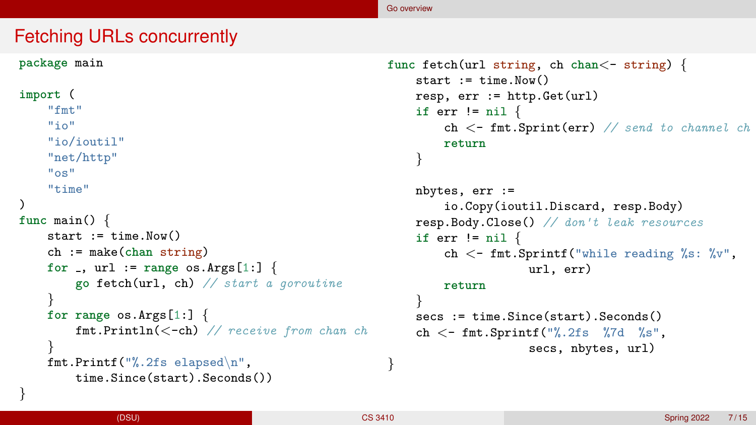# Fetching URLs concurrently

```go
package main

import (
    "fmt"
    "io"
    "io/ioutil"
    "net/http"
    "os"
    "time"
)
func main() {
    start := time.Now()
    ch := make(chan string)
    for _, url := range os.Args[1:] {
        go fetch(url, ch) // start a goroutine
    }
    for range os.Args[1:] {
        fmt.Println(<-ch) // receive from chan ch
    }
    fmt.Printf("%.2fs elapsed\n",
        time.Since(start).Seconds())
}
```

```go
func fetch(url string, ch chan<- string) {
    start := time.Now()
    resp, err := http.Get(url)
    if err != nil {
        ch <- fmt.Sprint(err) // send to channel ch
        return
    }

    nbytes, err :=
        io.Copy(ioutil.Discard, resp.Body)
    resp.Body.Close() // don't leak resources
    if err != nil {
        ch <- fmt.Sprintf("while reading %s: %v",
                url, err)
        return
    }
    secs := time.Since(start).Seconds()
    ch <- fmt.Sprintf("%.2fs  %7d  %s",
                secs, nbytes, url)
}
```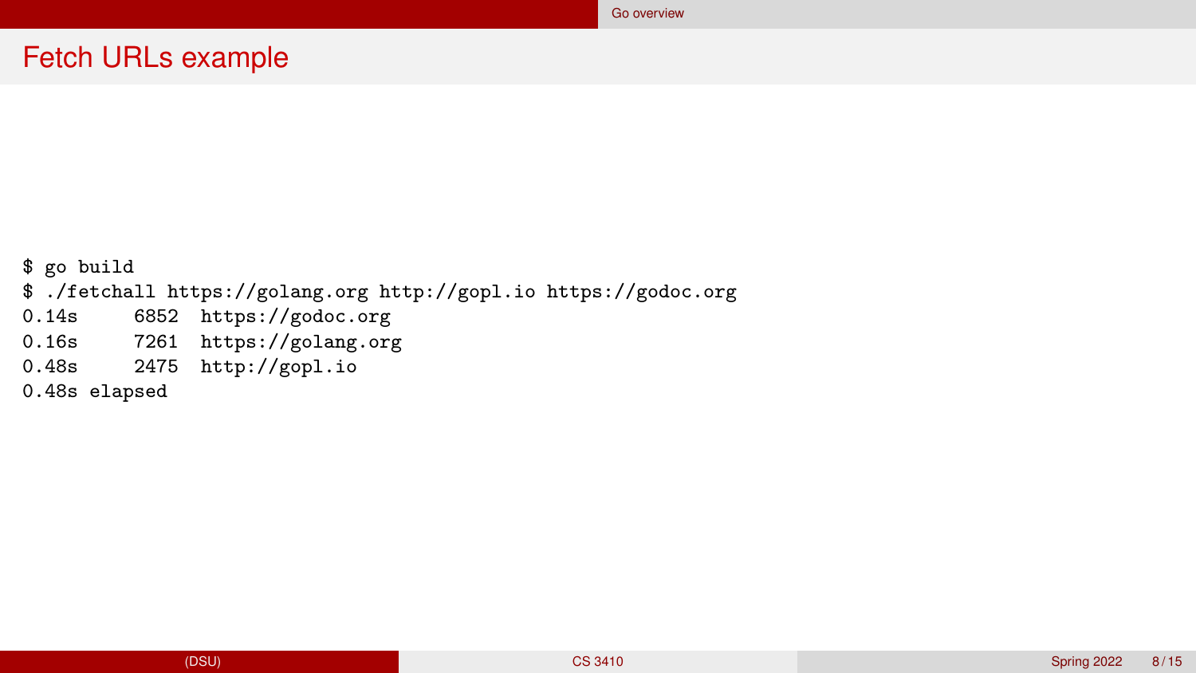# Fetch URLs example

```
$ go build
$ ./fetchall https://golang.org http://gopl.io https://godoc.org
0.14s     6852  https://godoc.org
0.16s     7261  https://golang.org
0.48s     2475  http://gopl.io
0.48s elapsed
```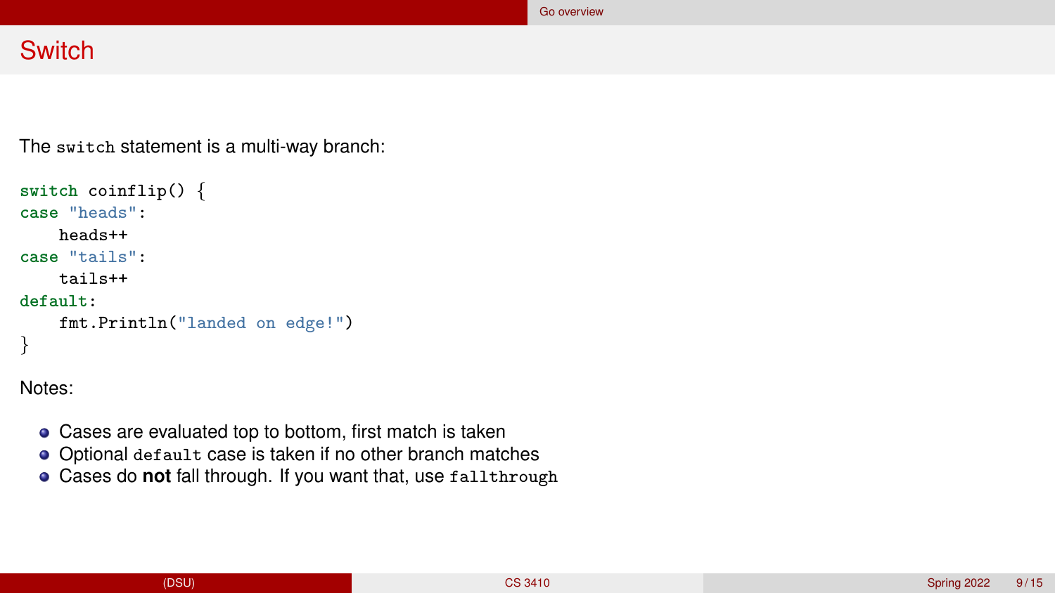# Switch

The `switch` statement is a multi-way branch:

```go
switch coinflip() {
case "heads":
    heads++
case "tails":
    tails++
default:
    fmt.Println("landed on edge!")
}
```

Notes:

- Cases are evaluated top to bottom, first match is taken
- Optional `default` case is taken if no other branch matches
- Cases do **not** fall through. If you want that, use `fallthrough`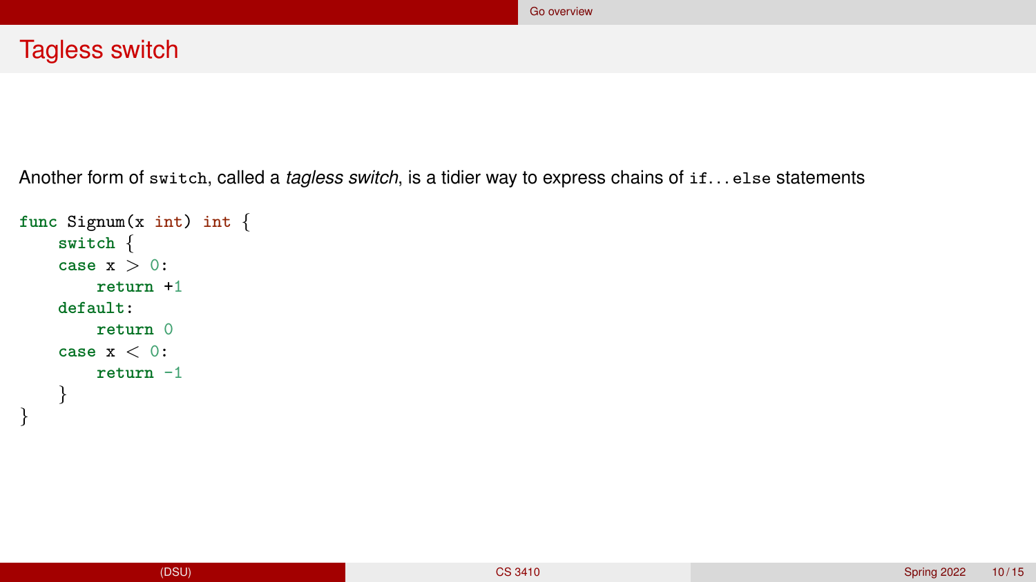# Tagless switch

Another form of `switch`, called a *tagless switch*, is a tidier way to express chains of `if...else` statements

```
func Signum(x int) int {
    switch {
    case x > 0:
        return +1
    default:
        return 0
    case x < 0:
        return -1
    }
}
```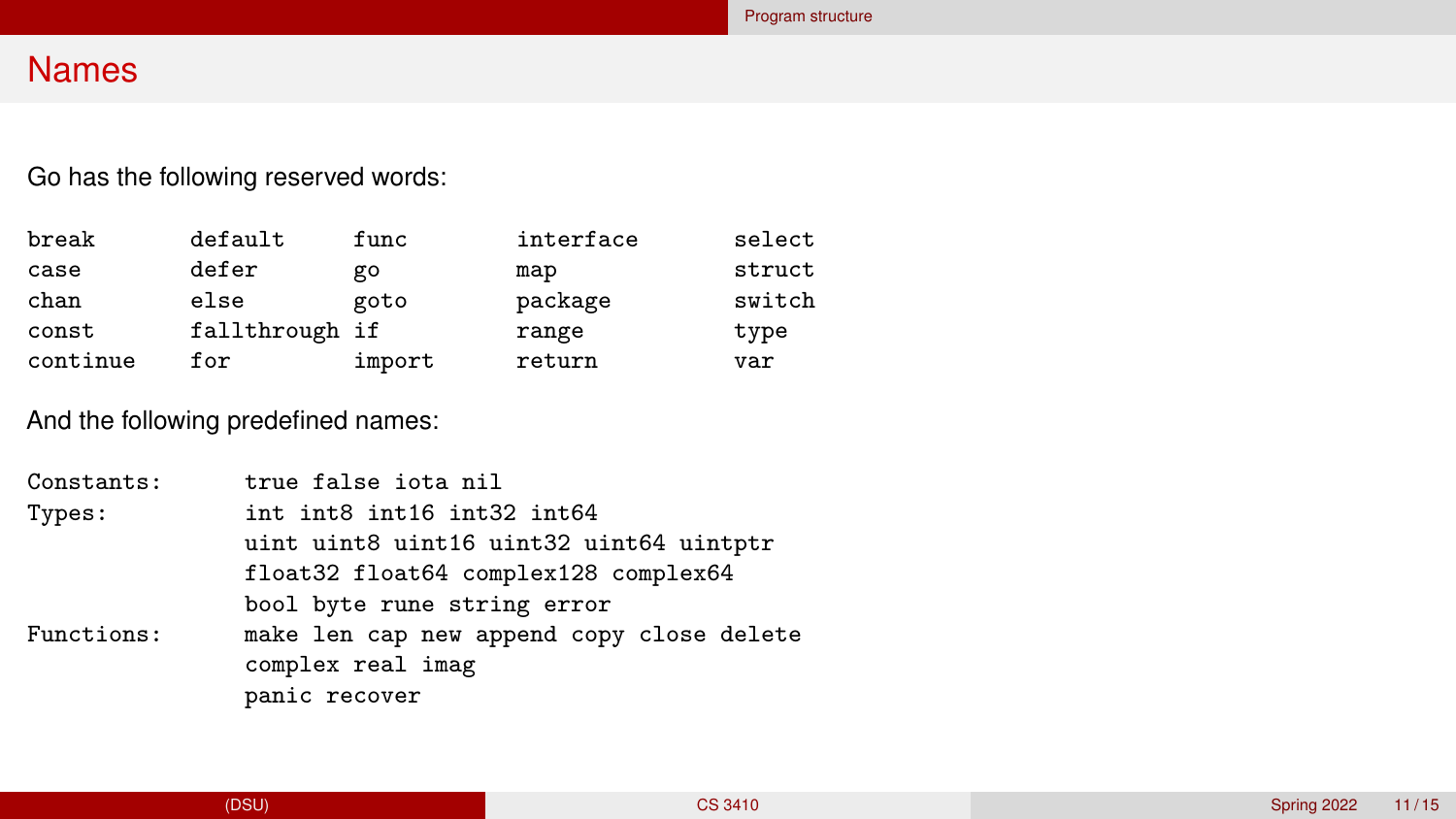## Names

Go has the following reserved words:

```
break       default     func        interface   select
case        defer       go          map         struct
chan        else        goto        package     switch
const       fallthrough if          range       type
continue    for         import      return      var
```

And the following predefined names:

```
Constants:    true false iota nil
Types:        int int8 int16 int32 int64
              uint uint8 uint16 uint32 uint64 uintptr
              float32 float64 complex128 complex64
              bool byte rune string error
Functions:    make len cap new append copy close delete
              complex real imag
              panic recover
```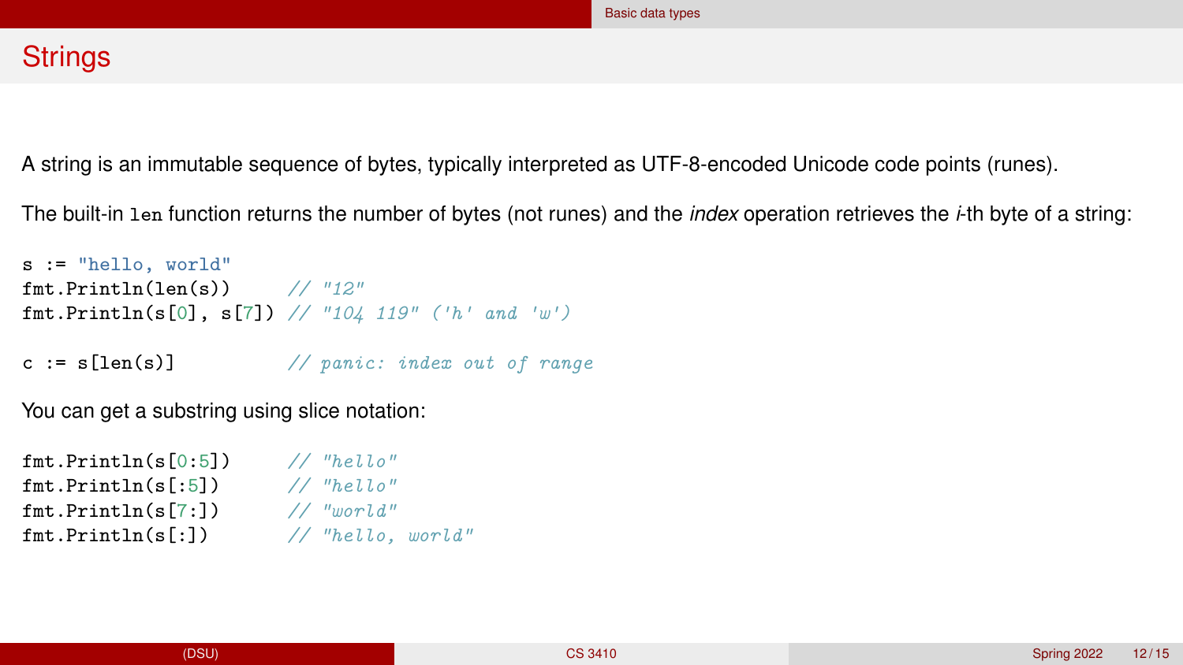# Strings

A string is an immutable sequence of bytes, typically interpreted as UTF-8-encoded Unicode code points (runes).

The built-in `len` function returns the number of bytes (not runes) and the *index* operation retrieves the *i*-th byte of a string:

```go
s := "hello, world"
fmt.Println(len(s))     // "12"
fmt.Println(s[0], s[7]) // "104 119" ('h' and 'w')

c := s[len(s)]          // panic: index out of range
```

You can get a substring using slice notation:

```go
fmt.Println(s[0:5])     // "hello"
fmt.Println(s[:5])      // "hello"
fmt.Println(s[7:])      // "world"
fmt.Println(s[:])       // "hello, world"
```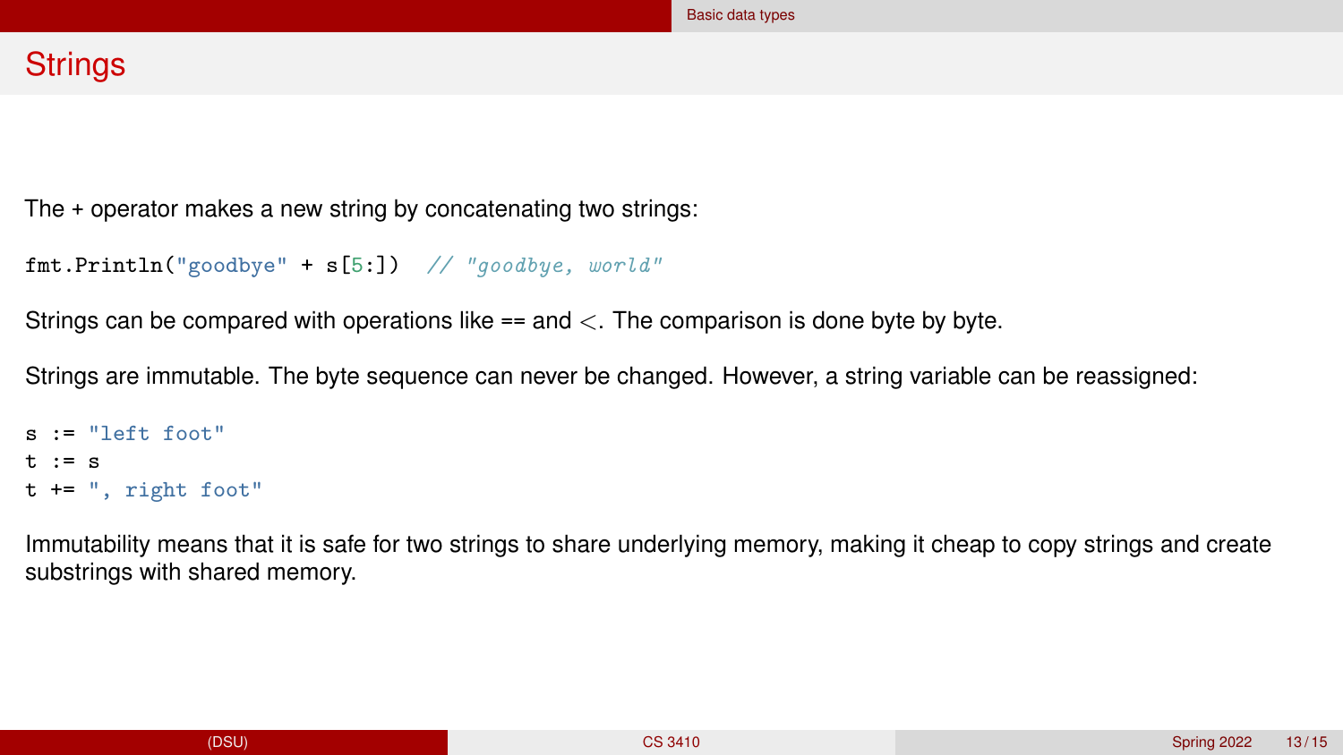# Strings

The + operator makes a new string by concatenating two strings:

```
fmt.Println("goodbye" + s[5:])  // "goodbye, world"
```

Strings can be compared with operations like == and <. The comparison is done byte by byte.

Strings are immutable. The byte sequence can never be changed. However, a string variable can be reassigned:

```
s := "left foot"
t := s
t += ", right foot"
```

Immutability means that it is safe for two strings to share underlying memory, making it cheap to copy strings and create substrings with shared memory.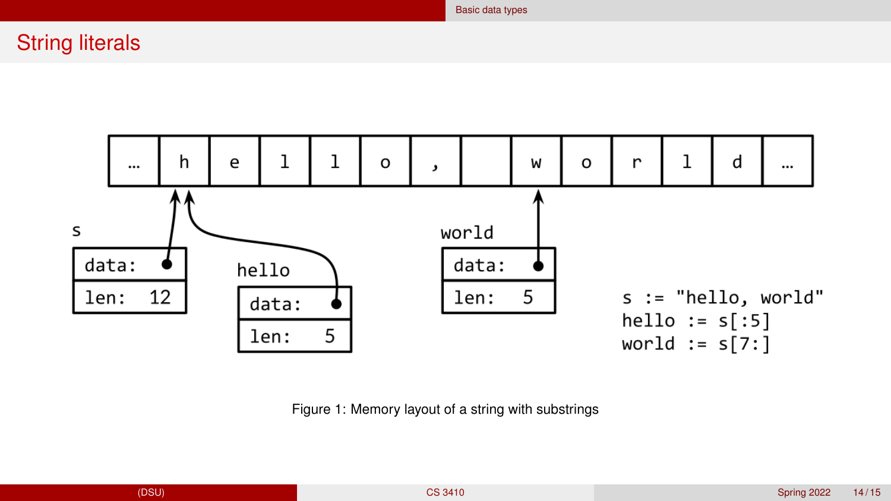## String literals

```
s := "hello, world"
hello := s[:5]
world := s[7:]
```

Figure 1: Memory layout of a string with substrings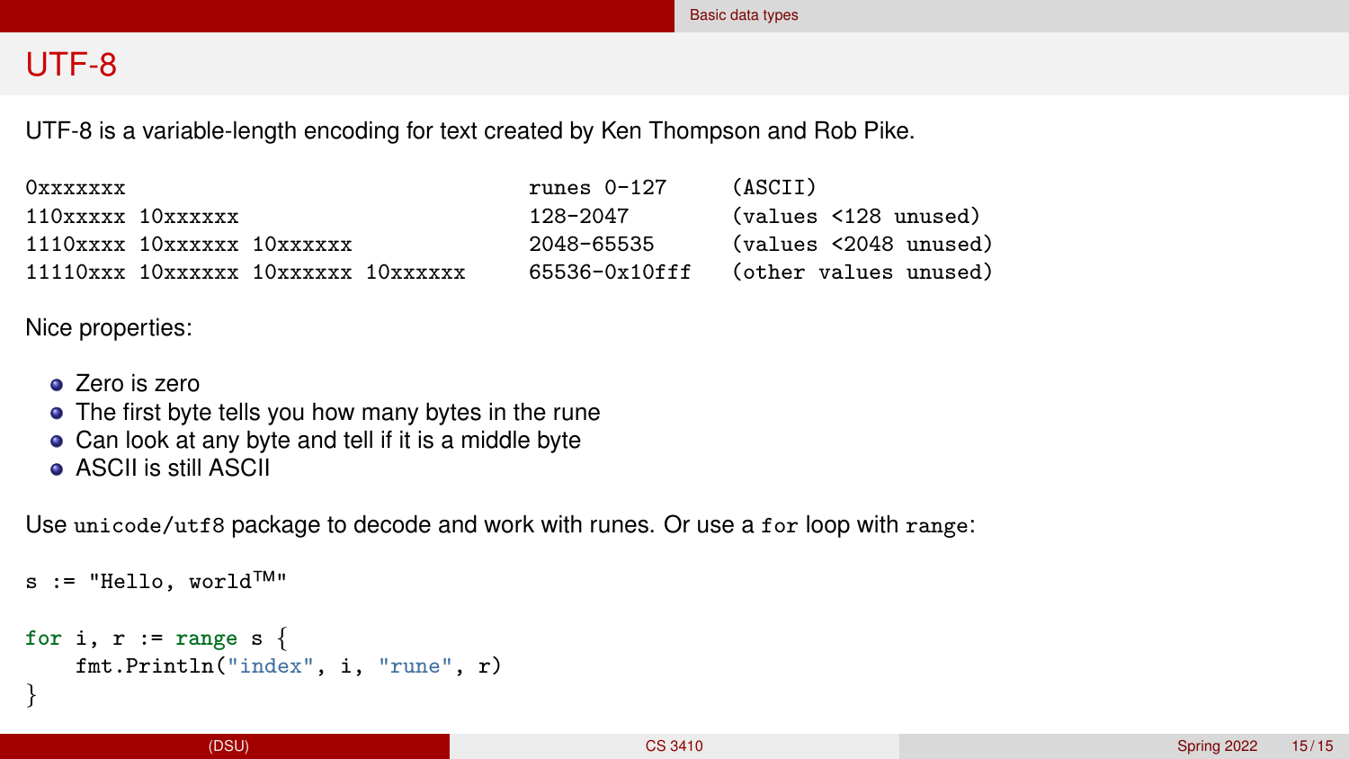# UTF-8

UTF-8 is a variable-length encoding for text created by Ken Thompson and Rob Pike.

```
0xxxxxxx                              runes 0-127      (ASCII)
110xxxxx 10xxxxxx                     128-2047         (values <128 unused)
1110xxxx 10xxxxxx 10xxxxxx            2048-65535       (values <2048 unused)
11110xxx 10xxxxxx 10xxxxxx 10xxxxxx   65536-0x10fff    (other values unused)
```

Nice properties:

- Zero is zero
- The first byte tells you how many bytes in the rune
- Can look at any byte and tell if it is a middle byte
- ASCII is still ASCII

Use `unicode/utf8` package to decode and work with runes. Or use a `for` loop with `range`:

```go
s := "Hello, world™"

for i, r := range s {
    fmt.Println("index", i, "rune", r)
}
```